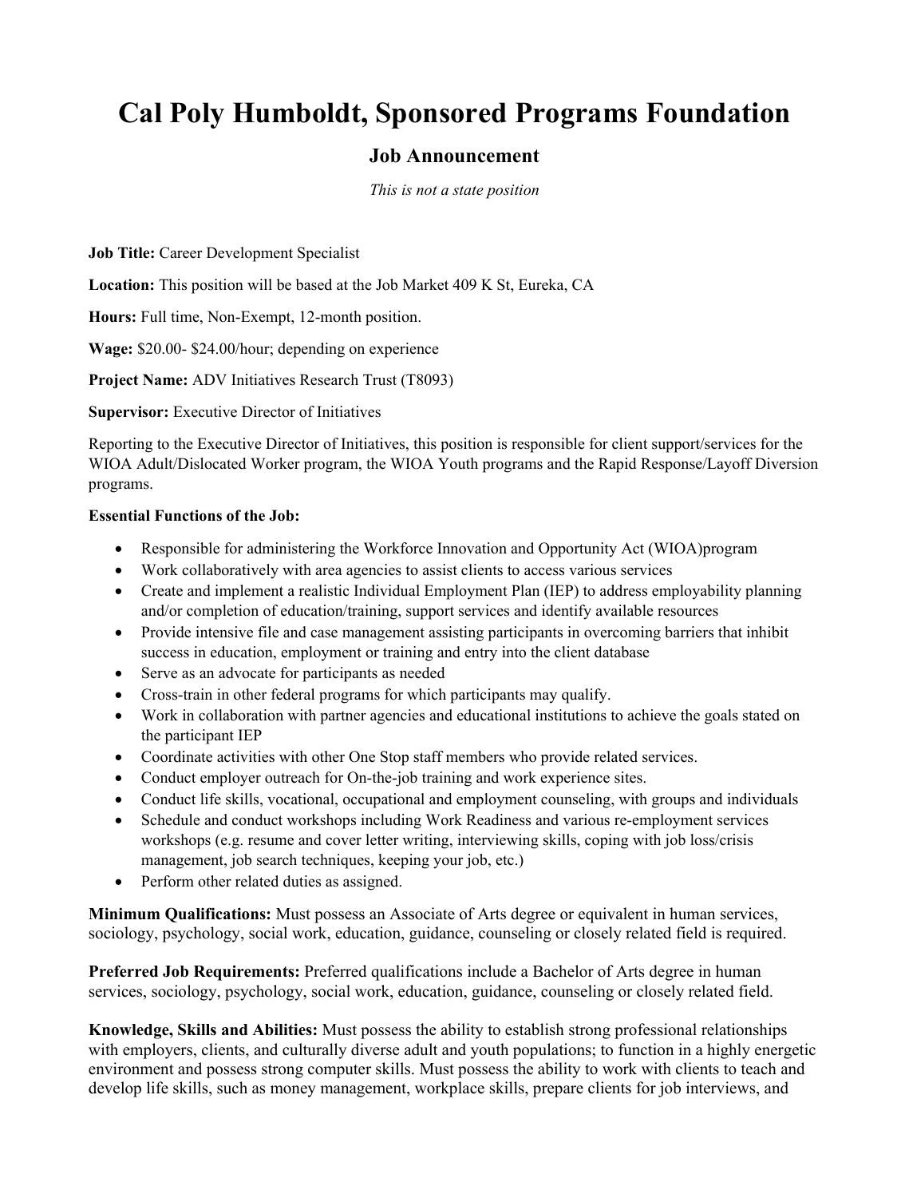# Cal Poly Humboldt, Sponsored Programs Foundation

## Job Announcement

*This is not a state position*

**Job Title:** Career Development Specialist

**Location:** This position will be based at the Job Market 409 K St, Eureka, CA

**Hours:** Full time, Non-Exempt, 12-month position.

**Wage:** $20.00- $24.00/hour; depending on experience

**Project Name:** ADV Initiatives Research Trust (T8093)

**Supervisor:** Executive Director of Initiatives

Reporting to the Executive Director of Initiatives, this position is responsible for client support/services for the WIOA Adult/Dislocated Worker program, the WIOA Youth programs and the Rapid Response/Layoff Diversion programs.

**Essential Functions of the Job:**

- Responsible for administering the Workforce Innovation and Opportunity Act (WIOA)program
- Work collaboratively with area agencies to assist clients to access various services
- Create and implement a realistic Individual Employment Plan (IEP) to address employability planning and/or completion of education/training, support services and identify available resources
- Provide intensive file and case management assisting participants in overcoming barriers that inhibit success in education, employment or training and entry into the client database
- Serve as an advocate for participants as needed
- Cross-train in other federal programs for which participants may qualify.
- Work in collaboration with partner agencies and educational institutions to achieve the goals stated on the participant IEP
- Coordinate activities with other One Stop staff members who provide related services.
- Conduct employer outreach for On-the-job training and work experience sites.
- Conduct life skills, vocational, occupational and employment counseling, with groups and individuals
- Schedule and conduct workshops including Work Readiness and various re-employment services workshops (e.g. resume and cover letter writing, interviewing skills, coping with job loss/crisis management, job search techniques, keeping your job, etc.)
- Perform other related duties as assigned.

**Minimum Qualifications:** Must possess an Associate of Arts degree or equivalent in human services, sociology, psychology, social work, education, guidance, counseling or closely related field is required.

**Preferred Job Requirements:** Preferred qualifications include a Bachelor of Arts degree in human services, sociology, psychology, social work, education, guidance, counseling or closely related field.

**Knowledge, Skills and Abilities:** Must possess the ability to establish strong professional relationships with employers, clients, and culturally diverse adult and youth populations; to function in a highly energetic environment and possess strong computer skills. Must possess the ability to work with clients to teach and develop life skills, such as money management, workplace skills, prepare clients for job interviews, and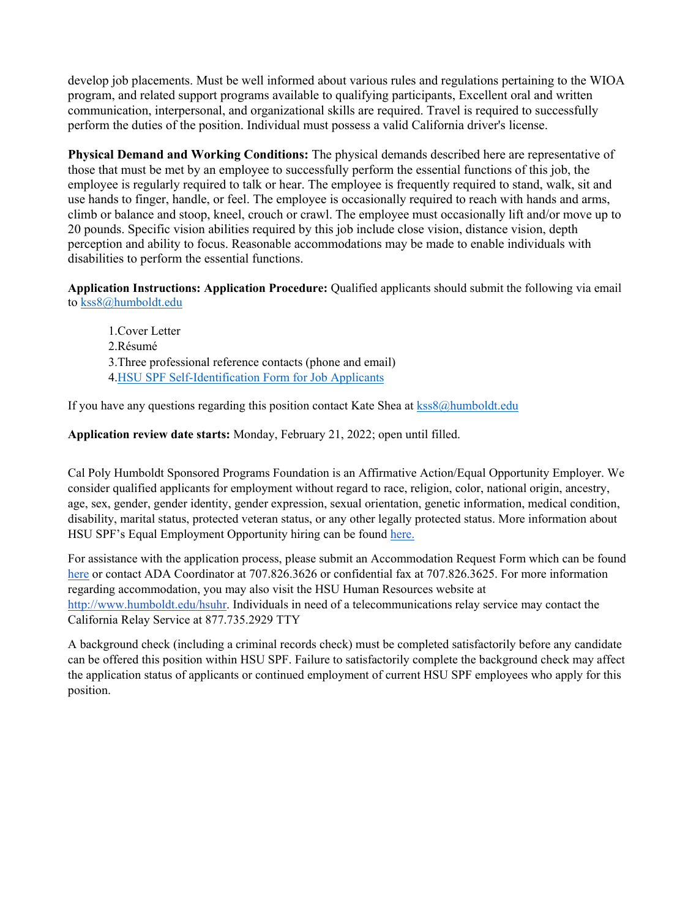develop job placements. Must be well informed about various rules and regulations pertaining to the WIOA program, and related support programs available to qualifying participants, Excellent oral and written communication, interpersonal, and organizational skills are required. Travel is required to successfully perform the duties of the position. Individual must possess a valid California driver's license.

**Physical Demand and Working Conditions:** The physical demands described here are representative of those that must be met by an employee to successfully perform the essential functions of this job, the employee is regularly required to talk or hear. The employee is frequently required to stand, walk, sit and use hands to finger, handle, or feel. The employee is occasionally required to reach with hands and arms, climb or balance and stoop, kneel, crouch or crawl. The employee must occasionally lift and/or move up to 20 pounds. Specific vision abilities required by this job include close vision, distance vision, depth perception and ability to focus. Reasonable accommodations may be made to enable individuals with disabilities to perform the essential functions.

**Application Instructions: Application Procedure:** Qualified applicants should submit the following via email to kss8@humboldt.edu

1. Cover Letter
2. Résumé
3. Three professional reference contacts (phone and email)
4. HSU SPF Self-Identification Form for Job Applicants

If you have any questions regarding this position contact Kate Shea at kss8@humboldt.edu

**Application review date starts:** Monday, February 21, 2022; open until filled.

Cal Poly Humboldt Sponsored Programs Foundation is an Affirmative Action/Equal Opportunity Employer. We consider qualified applicants for employment without regard to race, religion, color, national origin, ancestry, age, sex, gender, gender identity, gender expression, sexual orientation, genetic information, medical condition, disability, marital status, protected veteran status, or any other legally protected status. More information about HSU SPF's Equal Employment Opportunity hiring can be found here.

For assistance with the application process, please submit an Accommodation Request Form which can be found here or contact ADA Coordinator at 707.826.3626 or confidential fax at 707.826.3625. For more information regarding accommodation, you may also visit the HSU Human Resources website at http://www.humboldt.edu/hsuhr. Individuals in need of a telecommunications relay service may contact the California Relay Service at 877.735.2929 TTY

A background check (including a criminal records check) must be completed satisfactorily before any candidate can be offered this position within HSU SPF. Failure to satisfactorily complete the background check may affect the application status of applicants or continued employment of current HSU SPF employees who apply for this position.